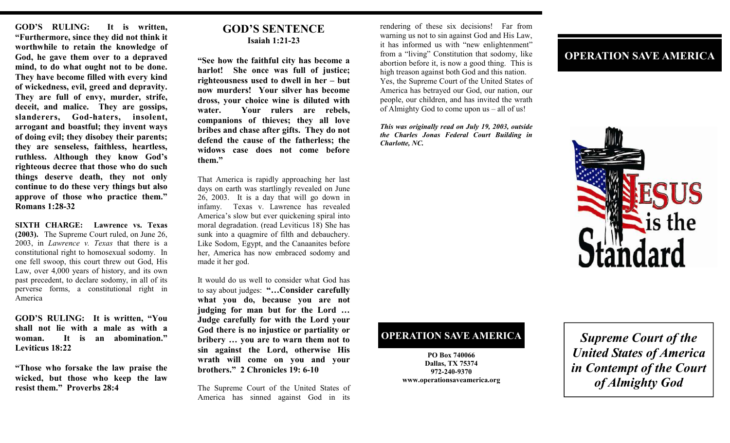**GOD'S RULING: It is written, "Furthermore, since they did not think it worthwhile to retain the knowledge of God, he gave them over to a depraved mind, to do what ought not to be done. They have become filled with every kind of wickedness, evil, greed and depravity. They are full of envy, murder, strife, deceit, and malice. They are gossips, slanderers, God-haters, insolent, arrogant and boastful; they invent ways of doing evil; they disobey their parents; they are senseless, faithless, heartless, ruthless. Although they know God's righteous decree that those who do such things deserve death, they not only continue to do these very things but also approve of those who practice them." Romans 1:28-32**

**SIXTH CHARGE: Lawrence vs. Texas (2003).** The Supreme Court ruled, on June 26, 2003, in *Lawrence v. Texas* that there is a constitutional right to homosexual sodomy. In one fell swoop, this court threw out God, His Law, over 4,000 years of history, and its own past precedent, to declare sodomy, in all of its perverse forms, a constitutional right in America

**GOD'S RULING: It is written, "You shall not lie with a male as with a woman. It is an abomination." Leviticus 18:22**

**"Those who forsake the law praise the wicked, but those who keep the law resist them." Proverbs 28:4**

## GOD'S SENTENCE

**Isaiah 1:21-23**

**"See how the faithful city has become a harlot! She once was full of justice; righteousness used to dwell in her – but now murders! Your silver has become dross, your choice wine is diluted with water. Your rulers are rebels, companions of thieves; they all love bribes and chase after gifts. They do not defend the cause of the fatherless; the widows case does not come before them."**

That America is rapidly approaching her last days on earth was startlingly revealed on June 26, 2003. It is a day that will go down in infamy. Texas v. Lawrence has revealed America's slow but ever quickening spiral into moral degradation. (read Leviticus 18) She has sunk into a quagmire of filth and debauchery. Like Sodom, Egypt, and the Canaanites before her, America has now embraced sodomy and made it her god.

It would do us well to consider what God has to say about judges: **"…Consider carefully what you do, because you are not judging for man but for the Lord … Judge carefully for with the Lord your God there is no injustice or partiality or bribery … you are to warn them not to sin against the Lord, otherwise His wrath will come on you and your brothers." 2 Chronicles 19: 6-10**

The Supreme Court of the United States of America has sinned against God in its rendering of these six decisions! Far from warning us not to sin against God and His Law, it has informed us with "new enlightenment" from a "living" Constitution that sodomy, like abortion before it, is now a good thing. This is high treason against both God and this nation. Yes, the Supreme Court of the United States of America has betrayed our God, our nation, our people, our children, and has invited the wrath of Almighty God to come upon us – all of us!

***This was originally read on July 19, 2003, outside the Charles Jonas Federal Court Building in Charlotte, NC.***

## OPERATION SAVE AMERICA

**PO Box 740066**
**Dallas, TX 75374**
**972-240-9370**
**www.operationsaveamerica.org**

## OPERATION SAVE AMERICA

JESUS is the Standard

***Supreme Court of the United States of America in Contempt of the Court of Almighty God***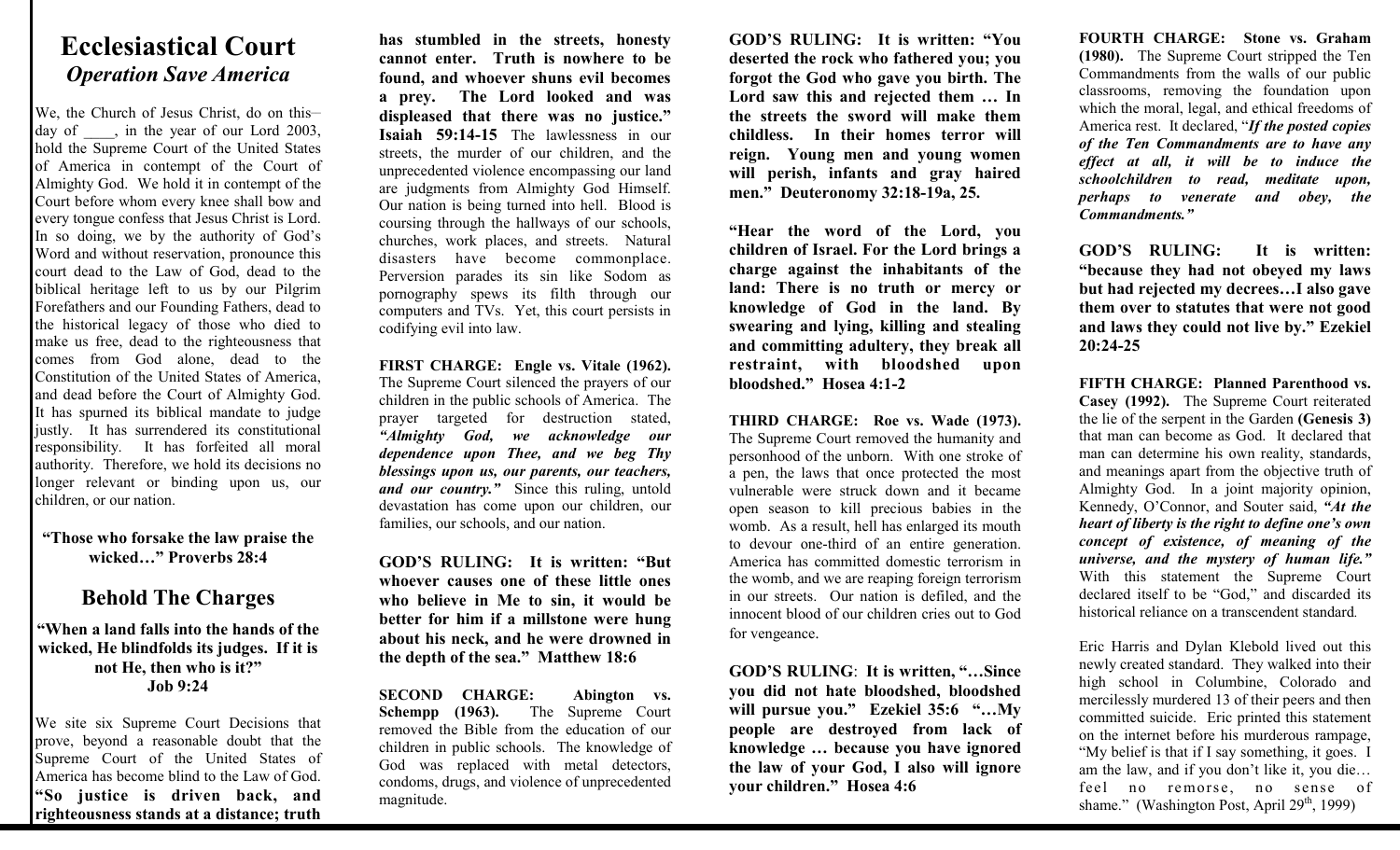# Ecclesiastical Court

## *Operation Save America*

We, the Church of Jesus Christ, do on this– day of ____, in the year of our Lord 2003, hold the Supreme Court of the United States of America in contempt of the Court of Almighty God. We hold it in contempt of the Court before whom every knee shall bow and every tongue confess that Jesus Christ is Lord. In so doing, we by the authority of God's Word and without reservation, pronounce this court dead to the Law of God, dead to the biblical heritage left to us by our Pilgrim Forefathers and our Founding Fathers, dead to the historical legacy of those who died to make us free, dead to the righteousness that comes from God alone, dead to the Constitution of the United States of America, and dead before the Court of Almighty God. It has spurned its biblical mandate to judge justly. It has surrendered its constitutional responsibility. It has forfeited all moral authority. Therefore, we hold its decisions no longer relevant or binding upon us, our children, or our nation.

**"Those who forsake the law praise the wicked…" Proverbs 28:4**

## Behold The Charges

**"When a land falls into the hands of the wicked, He blindfolds its judges. If it is not He, then who is it?" Job 9:24**

We site six Supreme Court Decisions that prove, beyond a reasonable doubt that the Supreme Court of the United States of America has become blind to the Law of God. **"So justice is driven back, and righteousness stands at a distance; truth has stumbled in the streets, honesty cannot enter. Truth is nowhere to be found, and whoever shuns evil becomes a prey. The Lord looked and was displeased that there was no justice." Isaiah 59:14-15** The lawlessness in our streets, the murder of our children, and the unprecedented violence encompassing our land are judgments from Almighty God Himself. Our nation is being turned into hell. Blood is coursing through the hallways of our schools, churches, work places, and streets. Natural disasters have become commonplace. Perversion parades its sin like Sodom as pornography spews its filth through our computers and TVs. Yet, this court persists in codifying evil into law.

**FIRST CHARGE: Engle vs. Vitale (1962).** The Supreme Court silenced the prayers of our children in the public schools of America. The prayer targeted for destruction stated, ***"Almighty God, we acknowledge our dependence upon Thee, and we beg Thy blessings upon us, our parents, our teachers, and our country."*** Since this ruling, untold devastation has come upon our children, our families, our schools, and our nation.

**GOD'S RULING: It is written: "But whoever causes one of these little ones who believe in Me to sin, it would be better for him if a millstone were hung about his neck, and he were drowned in the depth of the sea." Matthew 18:6**

**SECOND CHARGE: Abington vs. Schempp (1963).** The Supreme Court removed the Bible from the education of our children in public schools. The knowledge of God was replaced with metal detectors, condoms, drugs, and violence of unprecedented magnitude.

**GOD'S RULING: It is written: "You deserted the rock who fathered you; you forgot the God who gave you birth. The Lord saw this and rejected them … In the streets the sword will make them childless. In their homes terror will reign. Young men and young women will perish, infants and gray haired men." Deuteronomy 32:18-19a, 25.**

**"Hear the word of the Lord, you children of Israel. For the Lord brings a charge against the inhabitants of the land: There is no truth or mercy or knowledge of God in the land. By swearing and lying, killing and stealing and committing adultery, they break all restraint, with bloodshed upon bloodshed." Hosea 4:1-2**

**THIRD CHARGE: Roe vs. Wade (1973).** The Supreme Court removed the humanity and personhood of the unborn. With one stroke of a pen, the laws that once protected the most vulnerable were struck down and it became open season to kill precious babies in the womb. As a result, hell has enlarged its mouth to devour one-third of an entire generation. America has committed domestic terrorism in the womb, and we are reaping foreign terrorism in our streets. Our nation is defiled, and the innocent blood of our children cries out to God for vengeance.

**GOD'S RULING: It is written, "…Since you did not hate bloodshed, bloodshed will pursue you." Ezekiel 35:6 "…My people are destroyed from lack of knowledge … because you have ignored the law of your God, I also will ignore your children." Hosea 4:6**

**FOURTH CHARGE: Stone vs. Graham (1980).** The Supreme Court stripped the Ten Commandments from the walls of our public classrooms, removing the foundation upon which the moral, legal, and ethical freedoms of America rest. It declared, "***If the posted copies of the Ten Commandments are to have any effect at all, it will be to induce the schoolchildren to read, meditate upon, perhaps to venerate and obey, the Commandments.***"

**GOD'S RULING: It is written: "because they had not obeyed my laws but had rejected my decrees…I also gave them over to statutes that were not good and laws they could not live by." Ezekiel 20:24-25**

**FIFTH CHARGE: Planned Parenthood vs. Casey (1992).** The Supreme Court reiterated the lie of the serpent in the Garden **(Genesis 3)** that man can become as God. It declared that man can determine his own reality, standards, and meanings apart from the objective truth of Almighty God. In a joint majority opinion, Kennedy, O'Connor, and Souter said, ***"At the heart of liberty is the right to define one's own concept of existence, of meaning of the universe, and the mystery of human life."*** With this statement the Supreme Court declared itself to be "God," and discarded its historical reliance on a transcendent standard.

Eric Harris and Dylan Klebold lived out this newly created standard. They walked into their high school in Columbine, Colorado and mercilessly murdered 13 of their peers and then committed suicide. Eric printed this statement on the internet before his murderous rampage, "My belief is that if I say something, it goes. I am the law, and if you don't like it, you die… feel no remorse, no sense of shame." (Washington Post, April 29th, 1999)